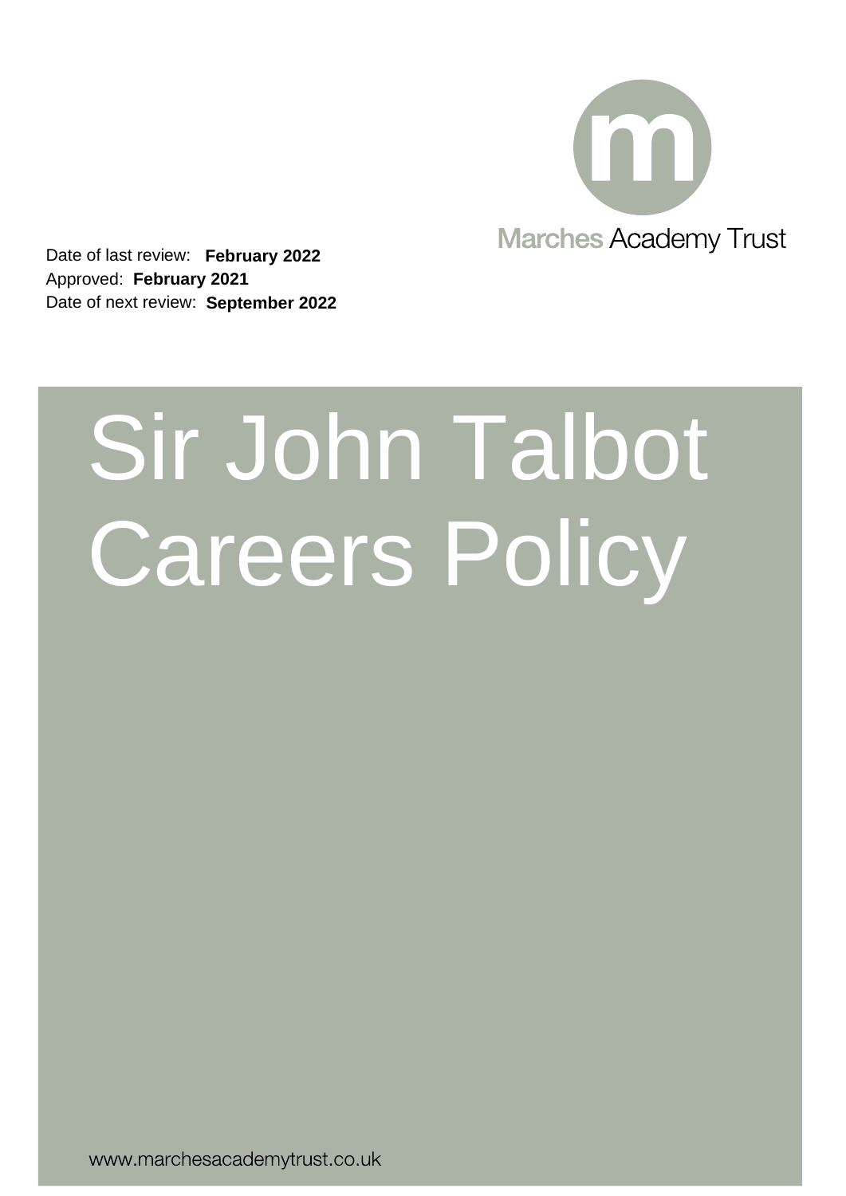Marches Academy Trust

Date of last review: **February 2022**
Approved: **February 2021**
Date of next review: **September 2022**

# Sir John Talbot Careers Policy

www.marchesacademytrust.co.uk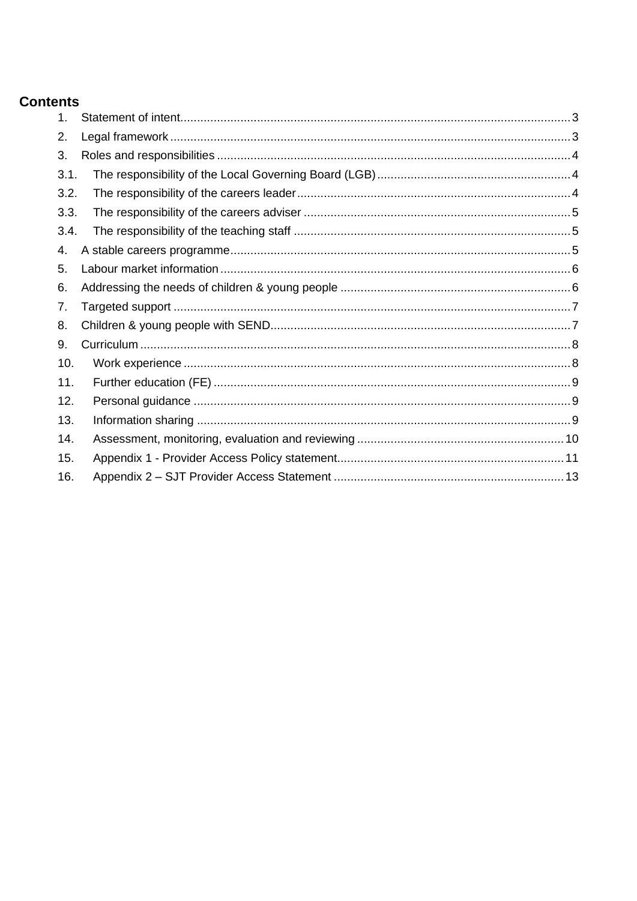# Contents

1. Statement of intent....................................................................................................................3
2. Legal framework........................................................................................................................3
3. Roles and responsibilities..........................................................................................................4
3.1. The responsibility of the Local Governing Board (LGB)..........................................................4
3.2. The responsibility of the careers leader..................................................................................4
3.3. The responsibility of the careers adviser................................................................................5
3.4. The responsibility of the teaching staff...................................................................................5
4. A stable careers programme.....................................................................................................5
5. Labour market information........................................................................................................6
6. Addressing the needs of children & young people....................................................................6
7. Targeted support.......................................................................................................................7
8. Children & young people with SEND.........................................................................................7
9. Curriculum.................................................................................................................................8
10. Work experience....................................................................................................................8
11. Further education (FE)...........................................................................................................9
12. Personal guidance..................................................................................................................9
13. Information sharing................................................................................................................9
14. Assessment, monitoring, evaluation and reviewing..............................................................10
15. Appendix 1 - Provider Access Policy statement....................................................................11
16. Appendix 2 – SJT Provider Access Statement.....................................................................13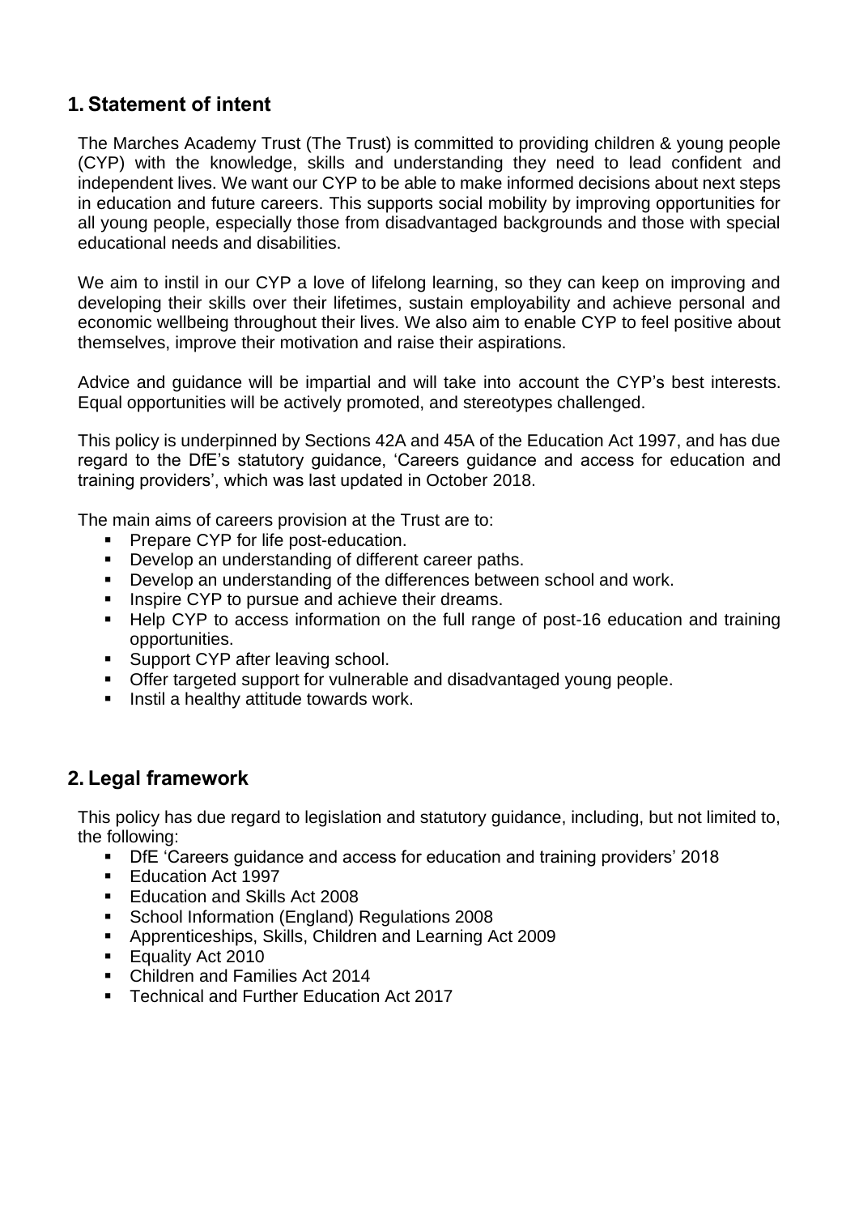## 1. Statement of intent

The Marches Academy Trust (The Trust) is committed to providing children & young people (CYP) with the knowledge, skills and understanding they need to lead confident and independent lives. We want our CYP to be able to make informed decisions about next steps in education and future careers. This supports social mobility by improving opportunities for all young people, especially those from disadvantaged backgrounds and those with special educational needs and disabilities.

We aim to instil in our CYP a love of lifelong learning, so they can keep on improving and developing their skills over their lifetimes, sustain employability and achieve personal and economic wellbeing throughout their lives. We also aim to enable CYP to feel positive about themselves, improve their motivation and raise their aspirations.

Advice and guidance will be impartial and will take into account the CYP's best interests. Equal opportunities will be actively promoted, and stereotypes challenged.

This policy is underpinned by Sections 42A and 45A of the Education Act 1997, and has due regard to the DfE's statutory guidance, 'Careers guidance and access for education and training providers', which was last updated in October 2018.

The main aims of careers provision at the Trust are to:

- Prepare CYP for life post-education.
- Develop an understanding of different career paths.
- Develop an understanding of the differences between school and work.
- Inspire CYP to pursue and achieve their dreams.
- Help CYP to access information on the full range of post-16 education and training opportunities.
- Support CYP after leaving school.
- Offer targeted support for vulnerable and disadvantaged young people.
- Instil a healthy attitude towards work.

## 2. Legal framework

This policy has due regard to legislation and statutory guidance, including, but not limited to, the following:

- DfE 'Careers guidance and access for education and training providers' 2018
- Education Act 1997
- Education and Skills Act 2008
- School Information (England) Regulations 2008
- Apprenticeships, Skills, Children and Learning Act 2009
- Equality Act 2010
- Children and Families Act 2014
- Technical and Further Education Act 2017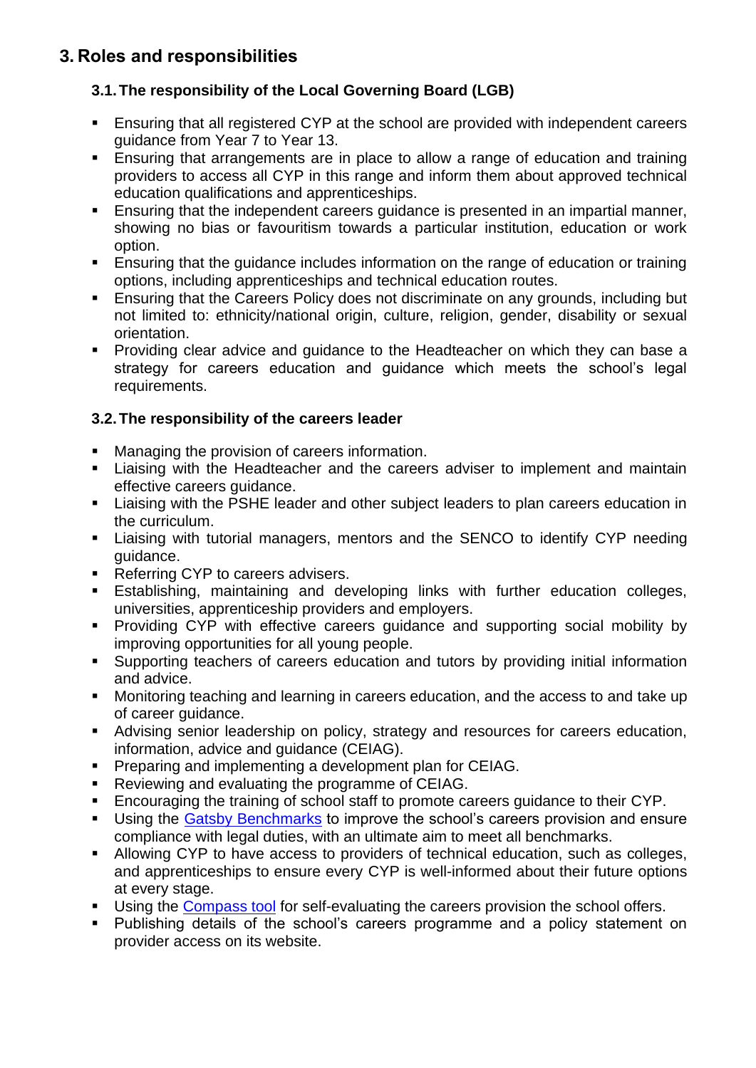## 3. Roles and responsibilities

### 3.1. The responsibility of the Local Governing Board (LGB)

- Ensuring that all registered CYP at the school are provided with independent careers guidance from Year 7 to Year 13.
- Ensuring that arrangements are in place to allow a range of education and training providers to access all CYP in this range and inform them about approved technical education qualifications and apprenticeships.
- Ensuring that the independent careers guidance is presented in an impartial manner, showing no bias or favouritism towards a particular institution, education or work option.
- Ensuring that the guidance includes information on the range of education or training options, including apprenticeships and technical education routes.
- Ensuring that the Careers Policy does not discriminate on any grounds, including but not limited to: ethnicity/national origin, culture, religion, gender, disability or sexual orientation.
- Providing clear advice and guidance to the Headteacher on which they can base a strategy for careers education and guidance which meets the school's legal requirements.

### 3.2. The responsibility of the careers leader

- Managing the provision of careers information.
- Liaising with the Headteacher and the careers adviser to implement and maintain effective careers guidance.
- Liaising with the PSHE leader and other subject leaders to plan careers education in the curriculum.
- Liaising with tutorial managers, mentors and the SENCO to identify CYP needing guidance.
- Referring CYP to careers advisers.
- Establishing, maintaining and developing links with further education colleges, universities, apprenticeship providers and employers.
- Providing CYP with effective careers guidance and supporting social mobility by improving opportunities for all young people.
- Supporting teachers of careers education and tutors by providing initial information and advice.
- Monitoring teaching and learning in careers education, and the access to and take up of career guidance.
- Advising senior leadership on policy, strategy and resources for careers education, information, advice and guidance (CEIAG).
- Preparing and implementing a development plan for CEIAG.
- Reviewing and evaluating the programme of CEIAG.
- Encouraging the training of school staff to promote careers guidance to their CYP.
- Using the Gatsby Benchmarks to improve the school's careers provision and ensure compliance with legal duties, with an ultimate aim to meet all benchmarks.
- Allowing CYP to have access to providers of technical education, such as colleges, and apprenticeships to ensure every CYP is well-informed about their future options at every stage.
- Using the Compass tool for self-evaluating the careers provision the school offers.
- Publishing details of the school's careers programme and a policy statement on provider access on its website.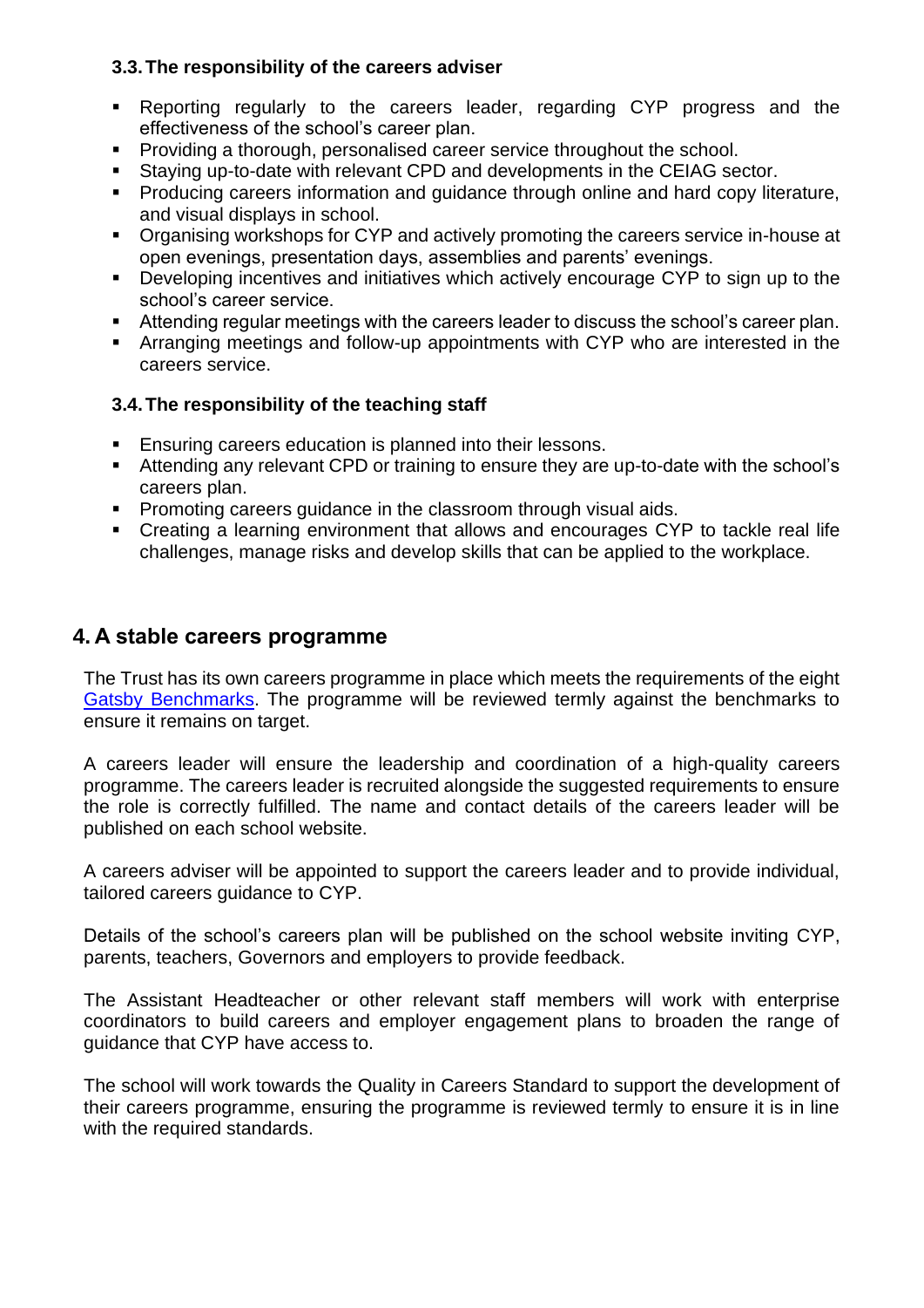### 3.3. The responsibility of the careers adviser

- Reporting regularly to the careers leader, regarding CYP progress and the effectiveness of the school's career plan.
- Providing a thorough, personalised career service throughout the school.
- Staying up-to-date with relevant CPD and developments in the CEIAG sector.
- Producing careers information and guidance through online and hard copy literature, and visual displays in school.
- Organising workshops for CYP and actively promoting the careers service in-house at open evenings, presentation days, assemblies and parents' evenings.
- Developing incentives and initiatives which actively encourage CYP to sign up to the school's career service.
- Attending regular meetings with the careers leader to discuss the school's career plan.
- Arranging meetings and follow-up appointments with CYP who are interested in the careers service.

### 3.4. The responsibility of the teaching staff

- Ensuring careers education is planned into their lessons.
- Attending any relevant CPD or training to ensure they are up-to-date with the school's careers plan.
- Promoting careers guidance in the classroom through visual aids.
- Creating a learning environment that allows and encourages CYP to tackle real life challenges, manage risks and develop skills that can be applied to the workplace.

## 4. A stable careers programme

The Trust has its own careers programme in place which meets the requirements of the eight Gatsby Benchmarks. The programme will be reviewed termly against the benchmarks to ensure it remains on target.

A careers leader will ensure the leadership and coordination of a high-quality careers programme. The careers leader is recruited alongside the suggested requirements to ensure the role is correctly fulfilled. The name and contact details of the careers leader will be published on each school website.

A careers adviser will be appointed to support the careers leader and to provide individual, tailored careers guidance to CYP.

Details of the school's careers plan will be published on the school website inviting CYP, parents, teachers, Governors and employers to provide feedback.

The Assistant Headteacher or other relevant staff members will work with enterprise coordinators to build careers and employer engagement plans to broaden the range of guidance that CYP have access to.

The school will work towards the Quality in Careers Standard to support the development of their careers programme, ensuring the programme is reviewed termly to ensure it is in line with the required standards.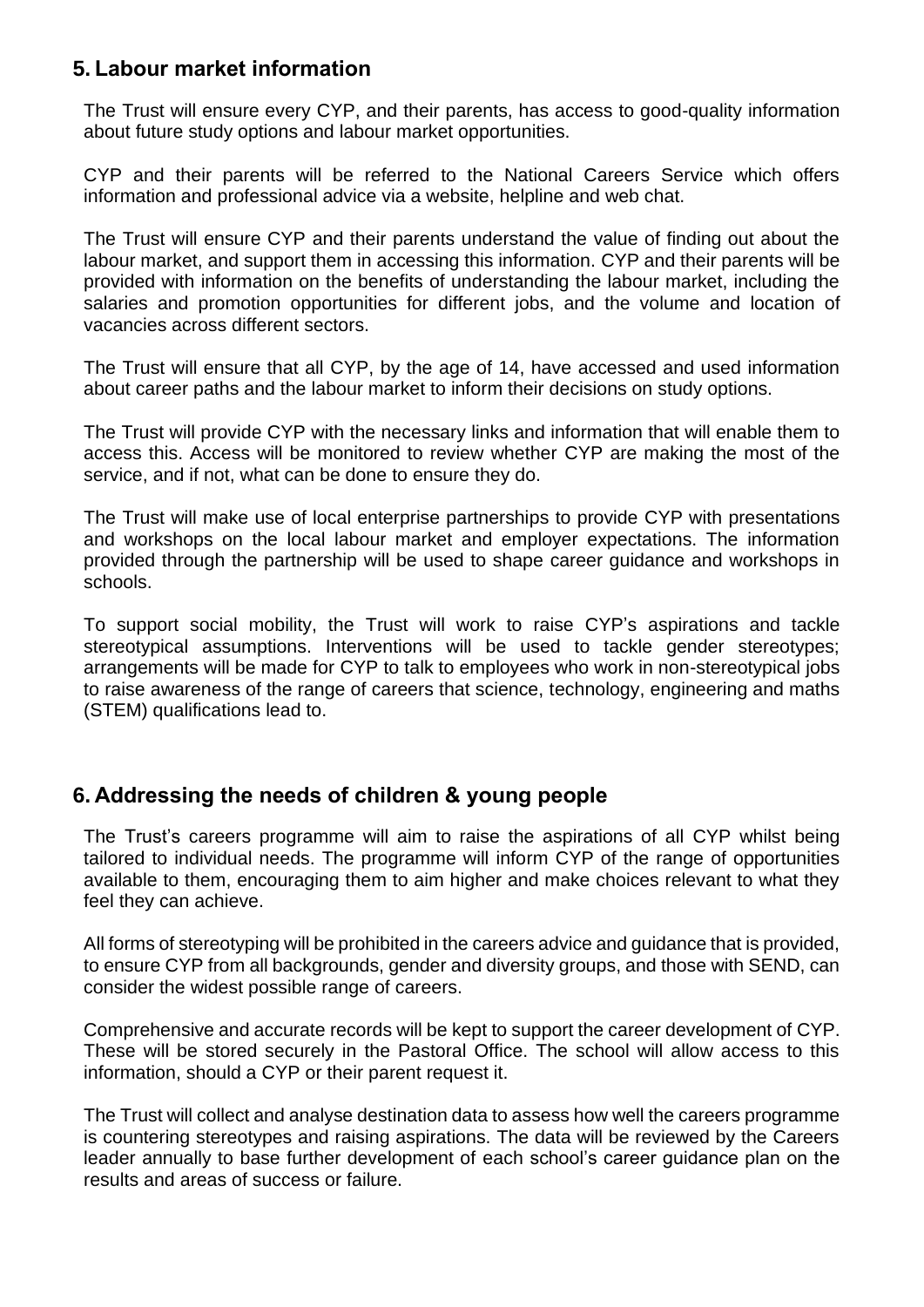## 5. Labour market information

The Trust will ensure every CYP, and their parents, has access to good-quality information about future study options and labour market opportunities.

CYP and their parents will be referred to the National Careers Service which offers information and professional advice via a website, helpline and web chat.

The Trust will ensure CYP and their parents understand the value of finding out about the labour market, and support them in accessing this information. CYP and their parents will be provided with information on the benefits of understanding the labour market, including the salaries and promotion opportunities for different jobs, and the volume and location of vacancies across different sectors.

The Trust will ensure that all CYP, by the age of 14, have accessed and used information about career paths and the labour market to inform their decisions on study options.

The Trust will provide CYP with the necessary links and information that will enable them to access this. Access will be monitored to review whether CYP are making the most of the service, and if not, what can be done to ensure they do.

The Trust will make use of local enterprise partnerships to provide CYP with presentations and workshops on the local labour market and employer expectations. The information provided through the partnership will be used to shape career guidance and workshops in schools.

To support social mobility, the Trust will work to raise CYP's aspirations and tackle stereotypical assumptions. Interventions will be used to tackle gender stereotypes; arrangements will be made for CYP to talk to employees who work in non-stereotypical jobs to raise awareness of the range of careers that science, technology, engineering and maths (STEM) qualifications lead to.

## 6. Addressing the needs of children & young people

The Trust's careers programme will aim to raise the aspirations of all CYP whilst being tailored to individual needs. The programme will inform CYP of the range of opportunities available to them, encouraging them to aim higher and make choices relevant to what they feel they can achieve.

All forms of stereotyping will be prohibited in the careers advice and guidance that is provided, to ensure CYP from all backgrounds, gender and diversity groups, and those with SEND, can consider the widest possible range of careers.

Comprehensive and accurate records will be kept to support the career development of CYP. These will be stored securely in the Pastoral Office. The school will allow access to this information, should a CYP or their parent request it.

The Trust will collect and analyse destination data to assess how well the careers programme is countering stereotypes and raising aspirations. The data will be reviewed by the Careers leader annually to base further development of each school's career guidance plan on the results and areas of success or failure.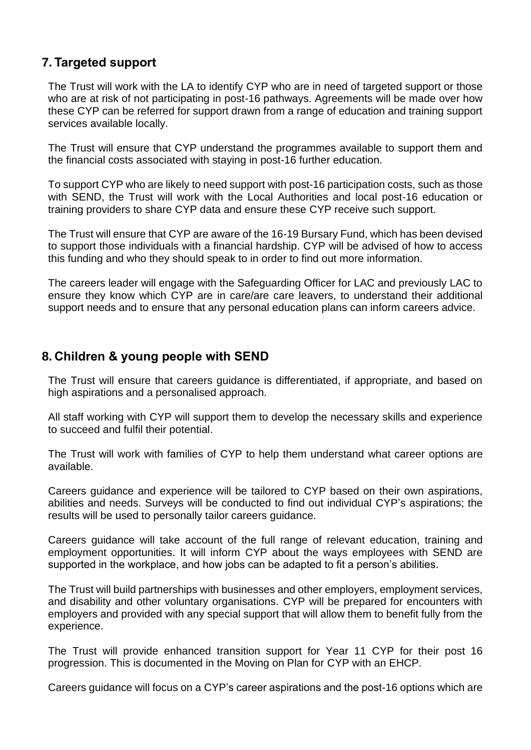## 7. Targeted support

The Trust will work with the LA to identify CYP who are in need of targeted support or those who are at risk of not participating in post-16 pathways. Agreements will be made over how these CYP can be referred for support drawn from a range of education and training support services available locally.

The Trust will ensure that CYP understand the programmes available to support them and the financial costs associated with staying in post-16 further education.

To support CYP who are likely to need support with post-16 participation costs, such as those with SEND, the Trust will work with the Local Authorities and local post-16 education or training providers to share CYP data and ensure these CYP receive such support.

The Trust will ensure that CYP are aware of the 16-19 Bursary Fund, which has been devised to support those individuals with a financial hardship. CYP will be advised of how to access this funding and who they should speak to in order to find out more information.

The careers leader will engage with the Safeguarding Officer for LAC and previously LAC to ensure they know which CYP are in care/are care leavers, to understand their additional support needs and to ensure that any personal education plans can inform careers advice.

## 8. Children & young people with SEND

The Trust will ensure that careers guidance is differentiated, if appropriate, and based on high aspirations and a personalised approach.

All staff working with CYP will support them to develop the necessary skills and experience to succeed and fulfil their potential.

The Trust will work with families of CYP to help them understand what career options are available.

Careers guidance and experience will be tailored to CYP based on their own aspirations, abilities and needs. Surveys will be conducted to find out individual CYP's aspirations; the results will be used to personally tailor careers guidance.

Careers guidance will take account of the full range of relevant education, training and employment opportunities. It will inform CYP about the ways employees with SEND are supported in the workplace, and how jobs can be adapted to fit a person's abilities.

The Trust will build partnerships with businesses and other employers, employment services, and disability and other voluntary organisations. CYP will be prepared for encounters with employers and provided with any special support that will allow them to benefit fully from the experience.

The Trust will provide enhanced transition support for Year 11 CYP for their post 16 progression. This is documented in the Moving on Plan for CYP with an EHCP.

Careers guidance will focus on a CYP's career aspirations and the post-16 options which are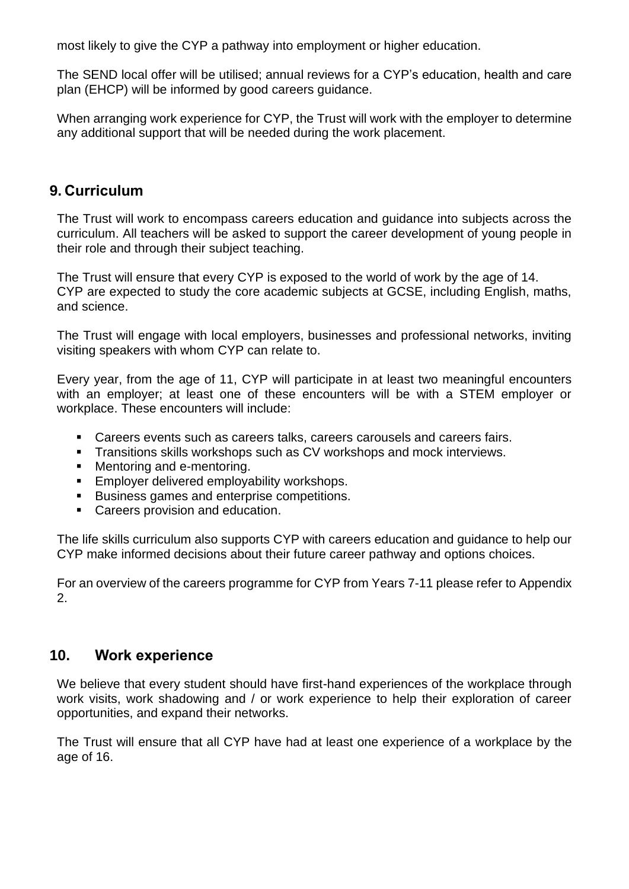most likely to give the CYP a pathway into employment or higher education.

The SEND local offer will be utilised; annual reviews for a CYP's education, health and care plan (EHCP) will be informed by good careers guidance.

When arranging work experience for CYP, the Trust will work with the employer to determine any additional support that will be needed during the work placement.

## 9. Curriculum

The Trust will work to encompass careers education and guidance into subjects across the curriculum. All teachers will be asked to support the career development of young people in their role and through their subject teaching.

The Trust will ensure that every CYP is exposed to the world of work by the age of 14.
CYP are expected to study the core academic subjects at GCSE, including English, maths, and science.

The Trust will engage with local employers, businesses and professional networks, inviting visiting speakers with whom CYP can relate to.

Every year, from the age of 11, CYP will participate in at least two meaningful encounters with an employer; at least one of these encounters will be with a STEM employer or workplace. These encounters will include:

- Careers events such as careers talks, careers carousels and careers fairs.
- Transitions skills workshops such as CV workshops and mock interviews.
- Mentoring and e-mentoring.
- Employer delivered employability workshops.
- Business games and enterprise competitions.
- Careers provision and education.

The life skills curriculum also supports CYP with careers education and guidance to help our CYP make informed decisions about their future career pathway and options choices.

For an overview of the careers programme for CYP from Years 7-11 please refer to Appendix 2.

## 10. Work experience

We believe that every student should have first-hand experiences of the workplace through work visits, work shadowing and / or work experience to help their exploration of career opportunities, and expand their networks.

The Trust will ensure that all CYP have had at least one experience of a workplace by the age of 16.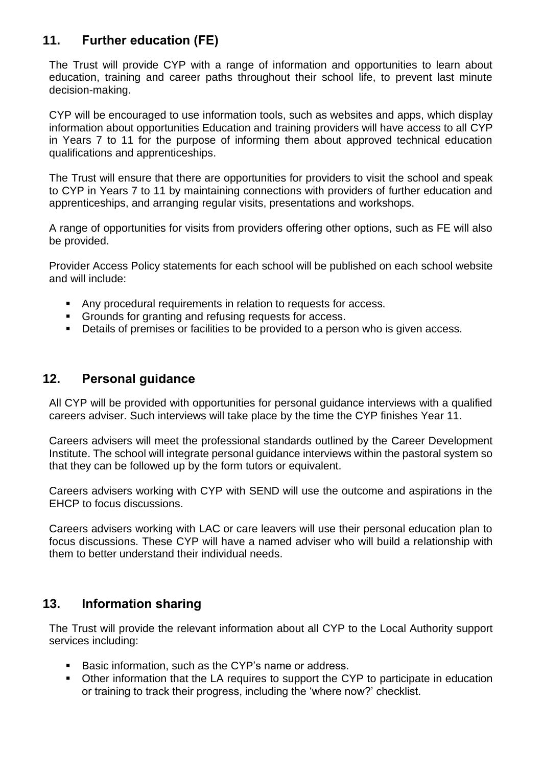## 11. Further education (FE)

The Trust will provide CYP with a range of information and opportunities to learn about education, training and career paths throughout their school life, to prevent last minute decision-making.

CYP will be encouraged to use information tools, such as websites and apps, which display information about opportunities Education and training providers will have access to all CYP in Years 7 to 11 for the purpose of informing them about approved technical education qualifications and apprenticeships.

The Trust will ensure that there are opportunities for providers to visit the school and speak to CYP in Years 7 to 11 by maintaining connections with providers of further education and apprenticeships, and arranging regular visits, presentations and workshops.

A range of opportunities for visits from providers offering other options, such as FE will also be provided.

Provider Access Policy statements for each school will be published on each school website and will include:

- Any procedural requirements in relation to requests for access.
- Grounds for granting and refusing requests for access.
- Details of premises or facilities to be provided to a person who is given access.

## 12. Personal guidance

All CYP will be provided with opportunities for personal guidance interviews with a qualified careers adviser. Such interviews will take place by the time the CYP finishes Year 11.

Careers advisers will meet the professional standards outlined by the Career Development Institute. The school will integrate personal guidance interviews within the pastoral system so that they can be followed up by the form tutors or equivalent.

Careers advisers working with CYP with SEND will use the outcome and aspirations in the EHCP to focus discussions.

Careers advisers working with LAC or care leavers will use their personal education plan to focus discussions. These CYP will have a named adviser who will build a relationship with them to better understand their individual needs.

## 13. Information sharing

The Trust will provide the relevant information about all CYP to the Local Authority support services including:

- Basic information, such as the CYP's name or address.
- Other information that the LA requires to support the CYP to participate in education or training to track their progress, including the 'where now?' checklist.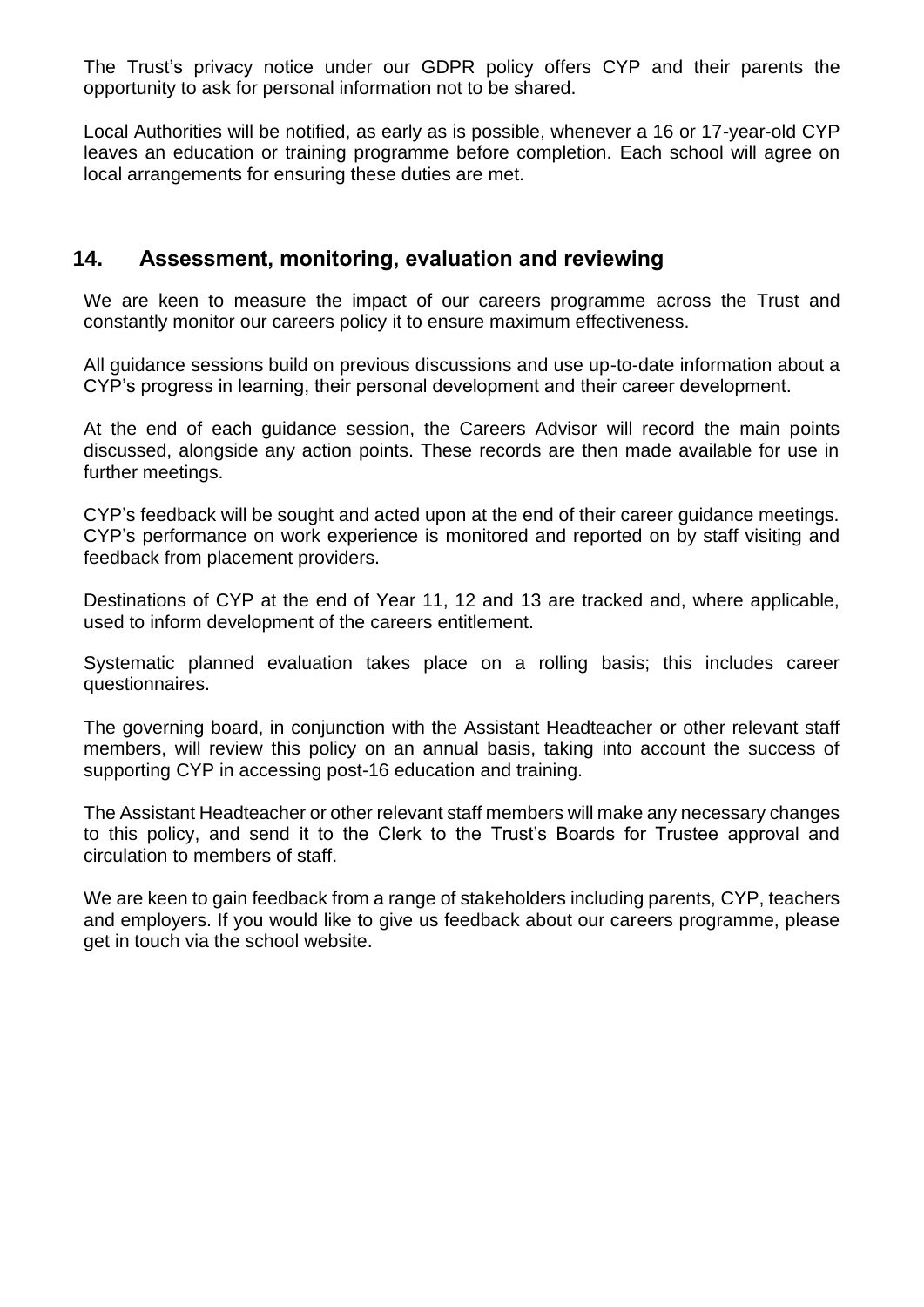The Trust's privacy notice under our GDPR policy offers CYP and their parents the opportunity to ask for personal information not to be shared.

Local Authorities will be notified, as early as is possible, whenever a 16 or 17-year-old CYP leaves an education or training programme before completion. Each school will agree on local arrangements for ensuring these duties are met.

## 14. Assessment, monitoring, evaluation and reviewing

We are keen to measure the impact of our careers programme across the Trust and constantly monitor our careers policy it to ensure maximum effectiveness.

All guidance sessions build on previous discussions and use up-to-date information about a CYP's progress in learning, their personal development and their career development.

At the end of each guidance session, the Careers Advisor will record the main points discussed, alongside any action points. These records are then made available for use in further meetings.

CYP's feedback will be sought and acted upon at the end of their career guidance meetings. CYP's performance on work experience is monitored and reported on by staff visiting and feedback from placement providers.

Destinations of CYP at the end of Year 11, 12 and 13 are tracked and, where applicable, used to inform development of the careers entitlement.

Systematic planned evaluation takes place on a rolling basis; this includes career questionnaires.

The governing board, in conjunction with the Assistant Headteacher or other relevant staff members, will review this policy on an annual basis, taking into account the success of supporting CYP in accessing post-16 education and training.

The Assistant Headteacher or other relevant staff members will make any necessary changes to this policy, and send it to the Clerk to the Trust's Boards for Trustee approval and circulation to members of staff.

We are keen to gain feedback from a range of stakeholders including parents, CYP, teachers and employers. If you would like to give us feedback about our careers programme, please get in touch via the school website.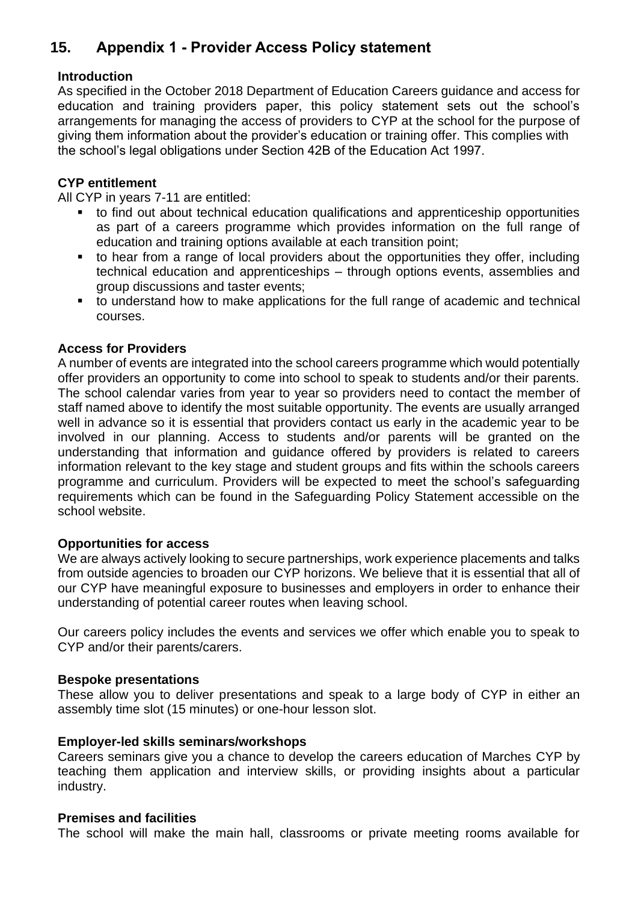## 15. Appendix 1 - Provider Access Policy statement

**Introduction**

As specified in the October 2018 Department of Education Careers guidance and access for education and training providers paper, this policy statement sets out the school's arrangements for managing the access of providers to CYP at the school for the purpose of giving them information about the provider's education or training offer. This complies with the school's legal obligations under Section 42B of the Education Act 1997.

**CYP entitlement**

All CYP in years 7-11 are entitled:

- to find out about technical education qualifications and apprenticeship opportunities as part of a careers programme which provides information on the full range of education and training options available at each transition point;
- to hear from a range of local providers about the opportunities they offer, including technical education and apprenticeships – through options events, assemblies and group discussions and taster events;
- to understand how to make applications for the full range of academic and technical courses.

**Access for Providers**

A number of events are integrated into the school careers programme which would potentially offer providers an opportunity to come into school to speak to students and/or their parents. The school calendar varies from year to year so providers need to contact the member of staff named above to identify the most suitable opportunity. The events are usually arranged well in advance so it is essential that providers contact us early in the academic year to be involved in our planning. Access to students and/or parents will be granted on the understanding that information and guidance offered by providers is related to careers information relevant to the key stage and student groups and fits within the schools careers programme and curriculum. Providers will be expected to meet the school's safeguarding requirements which can be found in the Safeguarding Policy Statement accessible on the school website.

**Opportunities for access**

We are always actively looking to secure partnerships, work experience placements and talks from outside agencies to broaden our CYP horizons. We believe that it is essential that all of our CYP have meaningful exposure to businesses and employers in order to enhance their understanding of potential career routes when leaving school.

Our careers policy includes the events and services we offer which enable you to speak to CYP and/or their parents/carers.

**Bespoke presentations**

These allow you to deliver presentations and speak to a large body of CYP in either an assembly time slot (15 minutes) or one-hour lesson slot.

**Employer-led skills seminars/workshops**

Careers seminars give you a chance to develop the careers education of Marches CYP by teaching them application and interview skills, or providing insights about a particular industry.

**Premises and facilities**

The school will make the main hall, classrooms or private meeting rooms available for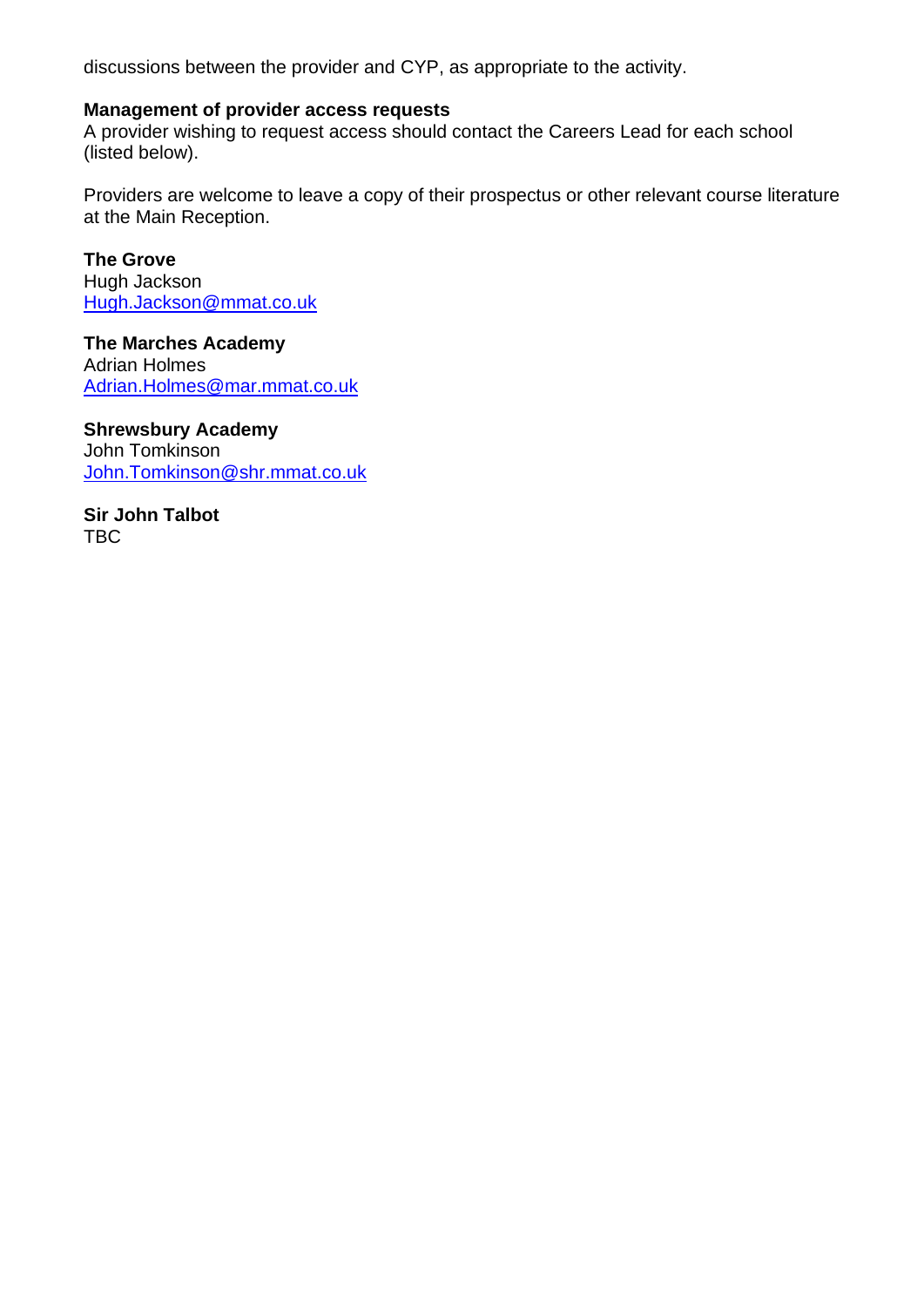discussions between the provider and CYP, as appropriate to the activity.

**Management of provider access requests**

A provider wishing to request access should contact the Careers Lead for each school (listed below).

Providers are welcome to leave a copy of their prospectus or other relevant course literature at the Main Reception.

**The Grove**
Hugh Jackson
Hugh.Jackson@mmat.co.uk

**The Marches Academy**
Adrian Holmes
Adrian.Holmes@mar.mmat.co.uk

**Shrewsbury Academy**
John Tomkinson
John.Tomkinson@shr.mmat.co.uk

**Sir John Talbot**
TBC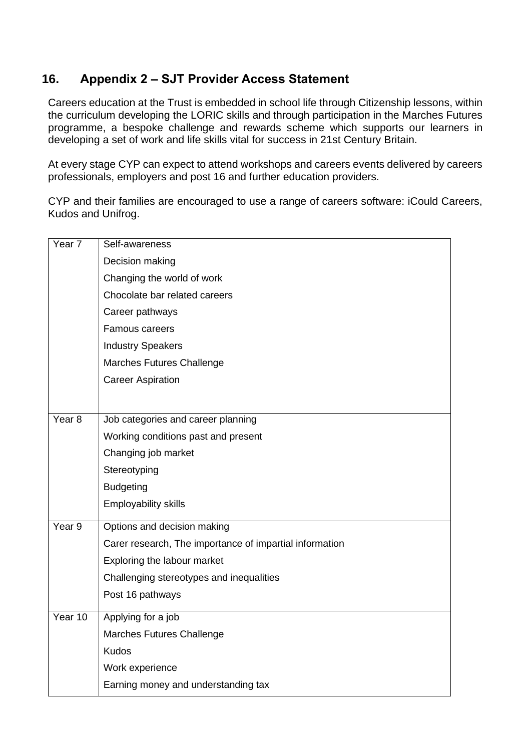## 16. Appendix 2 – SJT Provider Access Statement

Careers education at the Trust is embedded in school life through Citizenship lessons, within the curriculum developing the LORIC skills and through participation in the Marches Futures programme, a bespoke challenge and rewards scheme which supports our learners in developing a set of work and life skills vital for success in 21st Century Britain.

At every stage CYP can expect to attend workshops and careers events delivered by careers professionals, employers and post 16 and further education providers.

CYP and their families are encouraged to use a range of careers software: iCould Careers, Kudos and Unifrog.

| Year | Topics |
|---|---|
| Year 7 | Self-awareness<br>Decision making<br>Changing the world of work<br>Chocolate bar related careers<br>Career pathways<br>Famous careers<br>Industry Speakers<br>Marches Futures Challenge<br>Career Aspiration |
| Year 8 | Job categories and career planning<br>Working conditions past and present<br>Changing job market<br>Stereotyping<br>Budgeting<br>Employability skills |
| Year 9 | Options and decision making<br>Carer research, The importance of impartial information<br>Exploring the labour market<br>Challenging stereotypes and inequalities<br>Post 16 pathways |
| Year 10 | Applying for a job<br>Marches Futures Challenge<br>Kudos<br>Work experience<br>Earning money and understanding tax |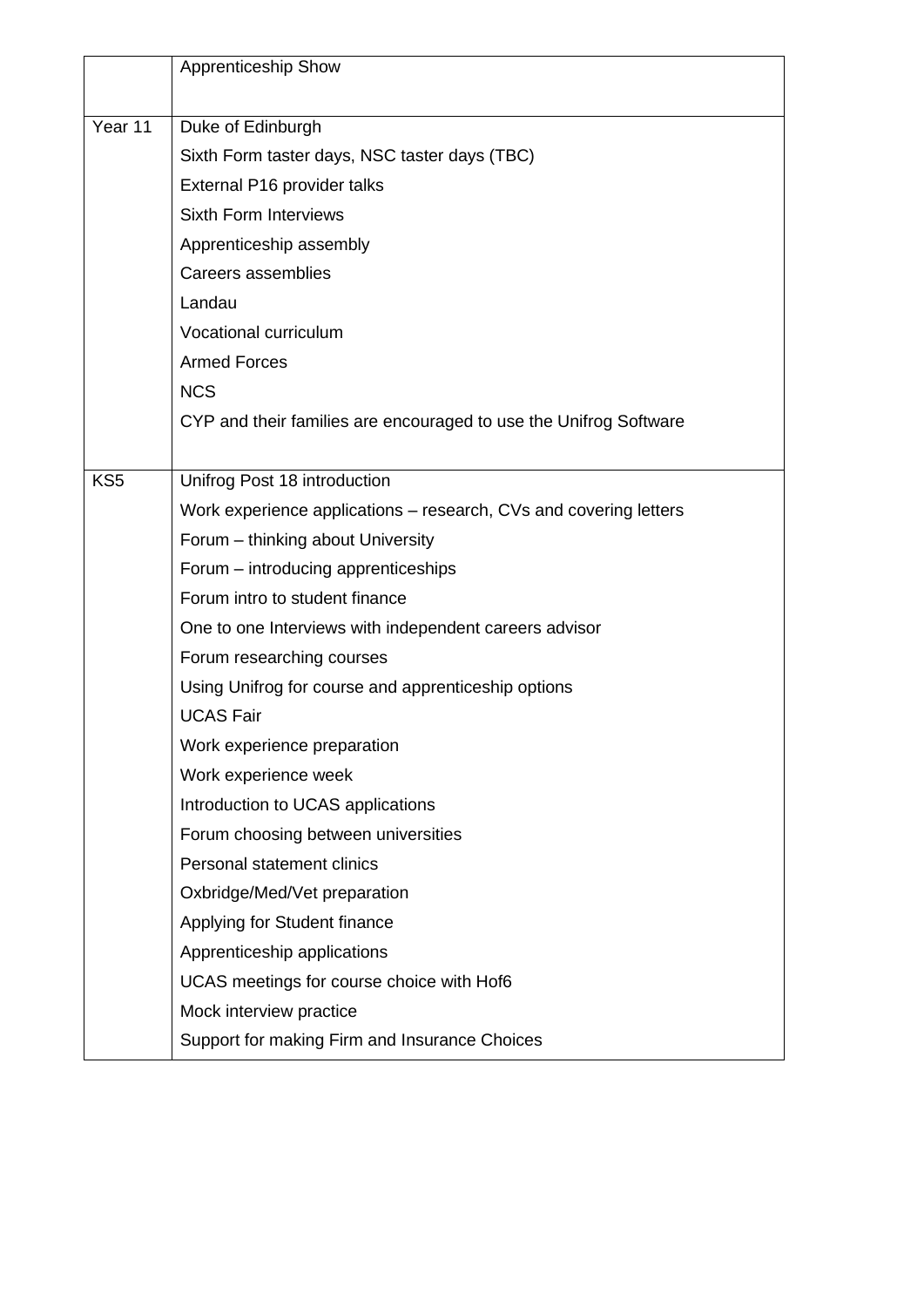| | |
|---|---|
| | Apprenticeship Show |
| Year 11 | Duke of Edinburgh<br>Sixth Form taster days, NSC taster days (TBC)<br>External P16 provider talks<br>Sixth Form Interviews<br>Apprenticeship assembly<br>Careers assemblies<br>Landau<br>Vocational curriculum<br>Armed Forces<br>NCS<br>CYP and their families are encouraged to use the Unifrog Software |
| KS5 | Unifrog Post 18 introduction<br>Work experience applications – research, CVs and covering letters<br>Forum – thinking about University<br>Forum – introducing apprenticeships<br>Forum intro to student finance<br>One to one Interviews with independent careers advisor<br>Forum researching courses<br>Using Unifrog for course and apprenticeship options<br>UCAS Fair<br>Work experience preparation<br>Work experience week<br>Introduction to UCAS applications<br>Forum choosing between universities<br>Personal statement clinics<br>Oxbridge/Med/Vet preparation<br>Applying for Student finance<br>Apprenticeship applications<br>UCAS meetings for course choice with Hof6<br>Mock interview practice<br>Support for making Firm and Insurance Choices |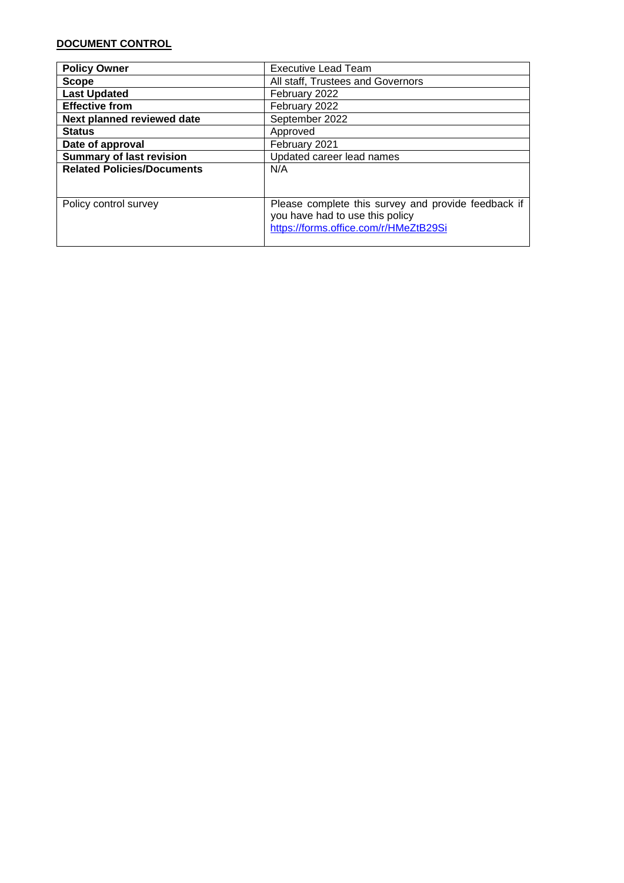**DOCUMENT CONTROL**

| | |
|---|---|
| **Policy Owner** | Executive Lead Team |
| **Scope** | All staff, Trustees and Governors |
| **Last Updated** | February 2022 |
| **Effective from** | February 2022 |
| **Next planned reviewed date** | September 2022 |
| **Status** | Approved |
| **Date of approval** | February 2021 |
| **Summary of last revision** | Updated career lead names |
| **Related Policies/Documents** | N/A |
| Policy control survey | Please complete this survey and provide feedback if you have had to use this policy https://forms.office.com/r/HMeZtB29Si |